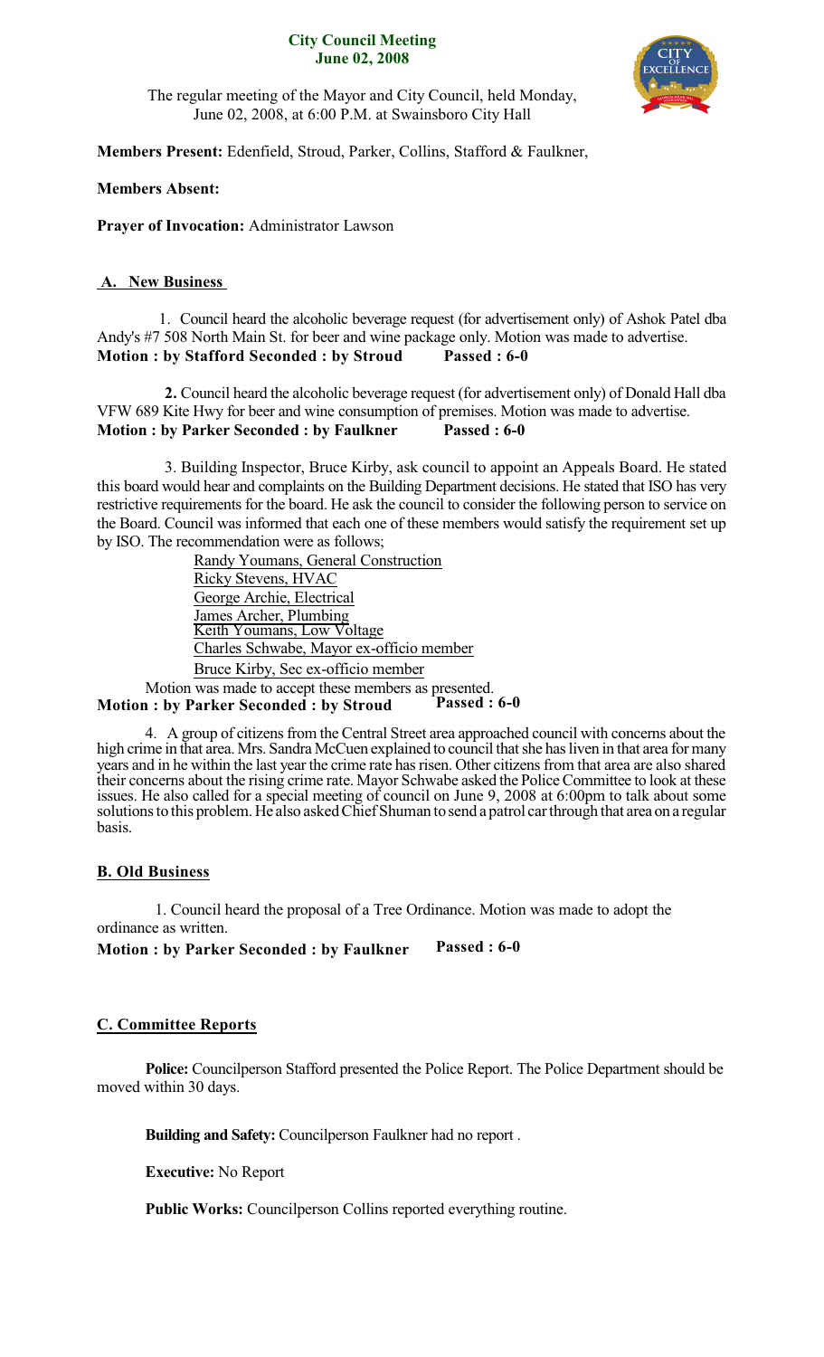# City Council Meeting
## June 02, 2008

The regular meeting of the Mayor and City Council, held Monday, June 02, 2008, at 6:00 P.M. at Swainsboro City Hall

**Members Present:** Edenfield, Stroud, Parker, Collins, Stafford & Faulkner,

**Members Absent:**

**Prayer of Invocation:** Administrator Lawson

## A. New Business

1. Council heard the alcoholic beverage request (for advertisement only) of Ashok Patel dba Andy's #7 508 North Main St. for beer and wine package only. Motion was made to advertise.
**Motion : by Stafford Seconded : by Stroud Passed : 6-0**

**2.** Council heard the alcoholic beverage request (for advertisement only) of Donald Hall dba VFW 689 Kite Hwy for beer and wine consumption of premises. Motion was made to advertise.
**Motion : by Parker Seconded : by Faulkner Passed : 6-0**

3. Building Inspector, Bruce Kirby, ask council to appoint an Appeals Board. He stated this board would hear and complaints on the Building Department decisions. He stated that ISO has very restrictive requirements for the board. He ask the council to consider the following person to service on the Board. Council was informed that each one of these members would satisfy the requirement set up by ISO. The recommendation were as follows;

Randy Youmans, General Construction
Ricky Stevens, HVAC
George Archie, Electrical
James Archer, Plumbing
Keith Youmans, Low Voltage
Charles Schwabe, Mayor ex-officio member
Bruce Kirby, Sec ex-officio member

Motion was made to accept these members as presented.
**Motion : by Parker Seconded : by Stroud Passed : 6-0**

4. A group of citizens from the Central Street area approached council with concerns about the high crime in that area. Mrs. Sandra McCuen explained to council that she has liven in that area for many years and in he within the last year the crime rate has risen. Other citizens from that area are also shared their concerns about the rising crime rate. Mayor Schwabe asked the Police Committee to look at these issues. He also called for a special meeting of council on June 9, 2008 at 6:00pm to talk about some solutions to this problem. He also asked Chief Shuman to send a patrol car through that area on a regular basis.

## B. Old Business

1. Council heard the proposal of a Tree Ordinance. Motion was made to adopt the ordinance as written.
**Motion : by Parker Seconded : by Faulkner Passed : 6-0**

## C. Committee Reports

**Police:** Councilperson Stafford presented the Police Report. The Police Department should be moved within 30 days.

**Building and Safety:** Councilperson Faulkner had no report .

**Executive:** No Report

**Public Works:** Councilperson Collins reported everything routine.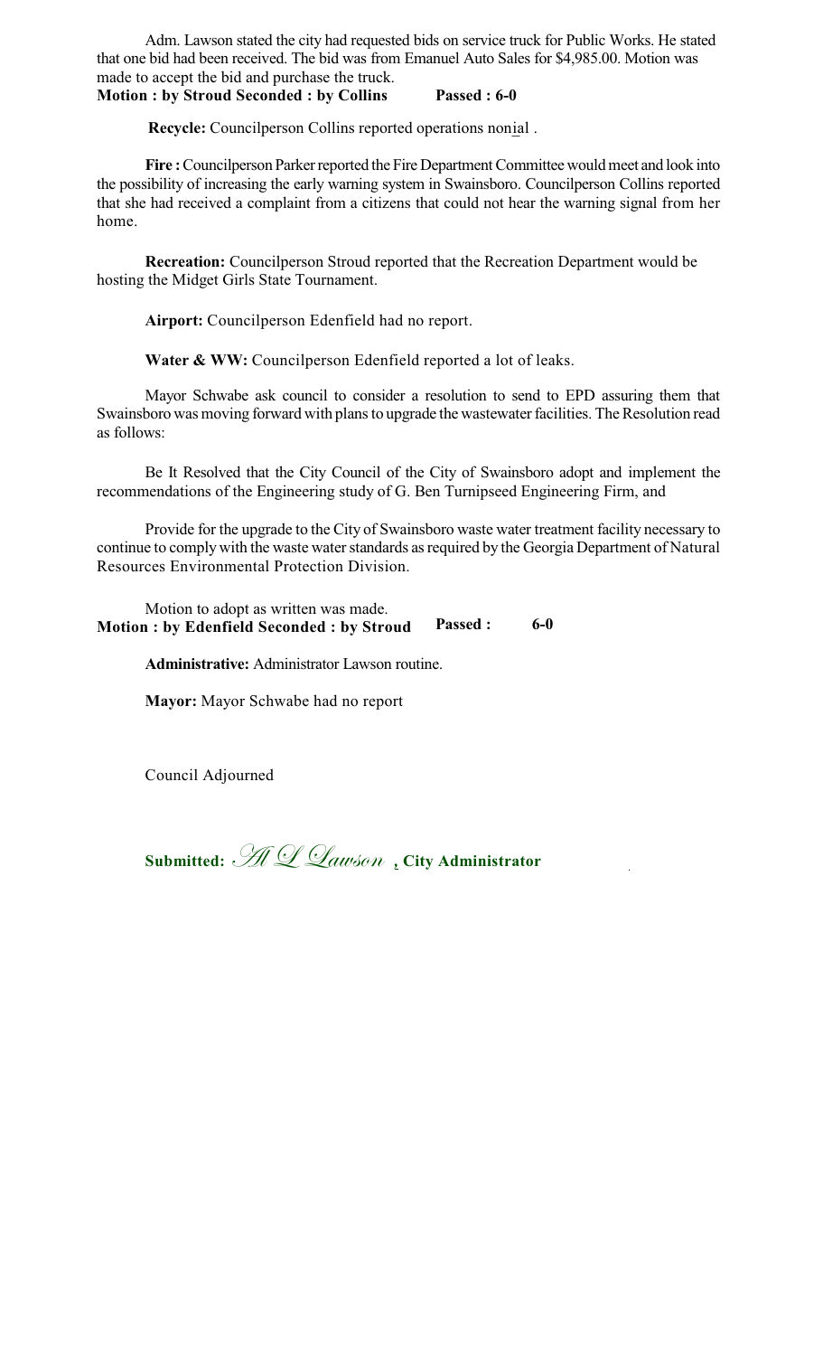Adm. Lawson stated the city had requested bids on service truck for Public Works. He stated that one bid had been received. The bid was from Emanuel Auto Sales for $4,985.00. Motion was made to accept the bid and purchase the truck.

**Motion : by Stroud Seconded : by Collins Passed : 6-0**

**Recycle:** Councilperson Collins reported operations nonial .

**Fire :** Councilperson Parker reported the Fire Department Committee would meet and look into the possibility of increasing the early warning system in Swainsboro. Councilperson Collins reported that she had received a complaint from a citizens that could not hear the warning signal from her home.

**Recreation:** Councilperson Stroud reported that the Recreation Department would be hosting the Midget Girls State Tournament.

**Airport:** Councilperson Edenfield had no report.

**Water & WW:** Councilperson Edenfield reported a lot of leaks.

Mayor Schwabe ask council to consider a resolution to send to EPD assuring them that Swainsboro was moving forward with plans to upgrade the wastewater facilities. The Resolution read as follows:

Be It Resolved that the City Council of the City of Swainsboro adopt and implement the recommendations of the Engineering study of G. Ben Turnipseed Engineering Firm, and

Provide for the upgrade to the City of Swainsboro waste water treatment facility necessary to continue to comply with the waste water standards as required by the Georgia Department of Natural Resources Environmental Protection Division.

Motion to adopt as written was made.

**Motion : by Edenfield Seconded : by Stroud Passed : 6-0**

**Administrative:** Administrator Lawson routine.

**Mayor:** Mayor Schwabe had no report

Council Adjourned

**Submitted:** *Al L Lawson* **, City Administrator**